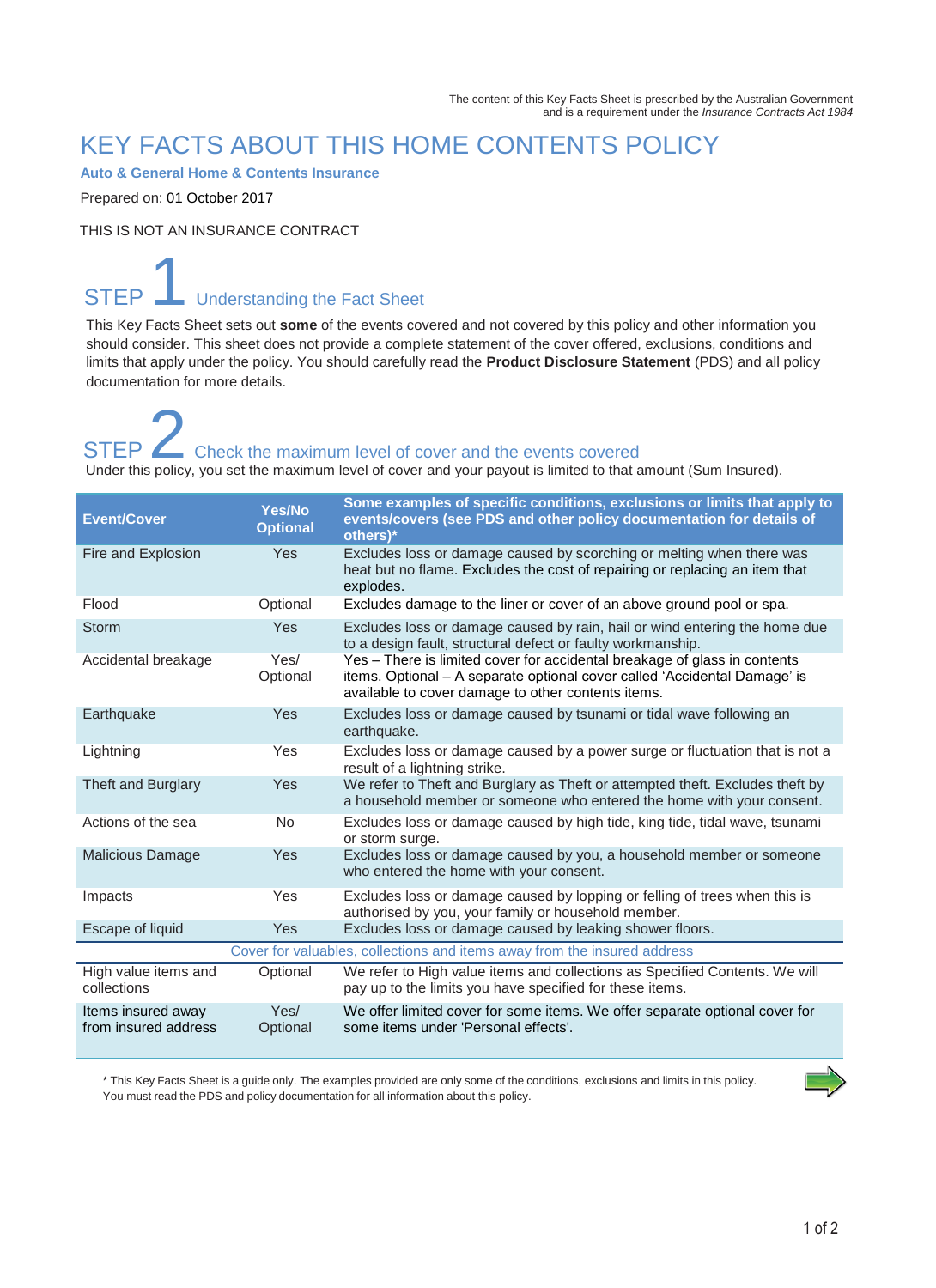The content of this Key Facts Sheet is prescribed by the Australian Government and is a requirement under the *Insurance Contracts Act 1984*

# KEY FACTS ABOUT THIS HOME CONTENTS POLICY

**Auto & General Home & Contents Insurance**

Prepared on: 01 October 2017

THIS IS NOT AN INSURANCE CONTRACT

## STEP 1 Understanding the Fact Sheet

This Key Facts Sheet sets out **some** of the events covered and not covered by this policy and other information you should consider. This sheet does not provide a complete statement of the cover offered, exclusions, conditions and limits that apply under the policy. You should carefully read the **Product Disclosure Statement** (PDS) and all policy documentation for more details.

## STEP 2 Check the maximum level of cover and the events covered

Under this policy, you set the maximum level of cover and your payout is limited to that amount (Sum Insured).

| Event/Cover | Yes/No Optional | Some examples of specific conditions, exclusions or limits that apply to events/covers (see PDS and other policy documentation for details of others)* |
|---|---|---|
| Fire and Explosion | Yes | Excludes loss or damage caused by scorching or melting when there was heat but no flame. Excludes the cost of repairing or replacing an item that explodes. |
| Flood | Optional | Excludes damage to the liner or cover of an above ground pool or spa. |
| Storm | Yes | Excludes loss or damage caused by rain, hail or wind entering the home due to a design fault, structural defect or faulty workmanship. |
| Accidental breakage | Yes/ Optional | Yes – There is limited cover for accidental breakage of glass in contents items. Optional – A separate optional cover called 'Accidental Damage' is available to cover damage to other contents items. |
| Earthquake | Yes | Excludes loss or damage caused by tsunami or tidal wave following an earthquake. |
| Lightning | Yes | Excludes loss or damage caused by a power surge or fluctuation that is not a result of a lightning strike. |
| Theft and Burglary | Yes | We refer to Theft and Burglary as Theft or attempted theft. Excludes theft by a household member or someone who entered the home with your consent. |
| Actions of the sea | No | Excludes loss or damage caused by high tide, king tide, tidal wave, tsunami or storm surge. |
| Malicious Damage | Yes | Excludes loss or damage caused by you, a household member or someone who entered the home with your consent. |
| Impacts | Yes | Excludes loss or damage caused by lopping or felling of trees when this is authorised by you, your family or household member. |
| Escape of liquid | Yes | Excludes loss or damage caused by leaking shower floors. |
| **Cover for valuables, collections and items away from the insured address** | | |
| High value items and collections | Optional | We refer to High value items and collections as Specified Contents. We will pay up to the limits you have specified for these items. |
| Items insured away from insured address | Yes/ Optional | We offer limited cover for some items. We offer separate optional cover for some items under 'Personal effects'. |

\* This Key Facts Sheet is a guide only. The examples provided are only some of the conditions, exclusions and limits in this policy. You must read the PDS and policy documentation for all information about this policy.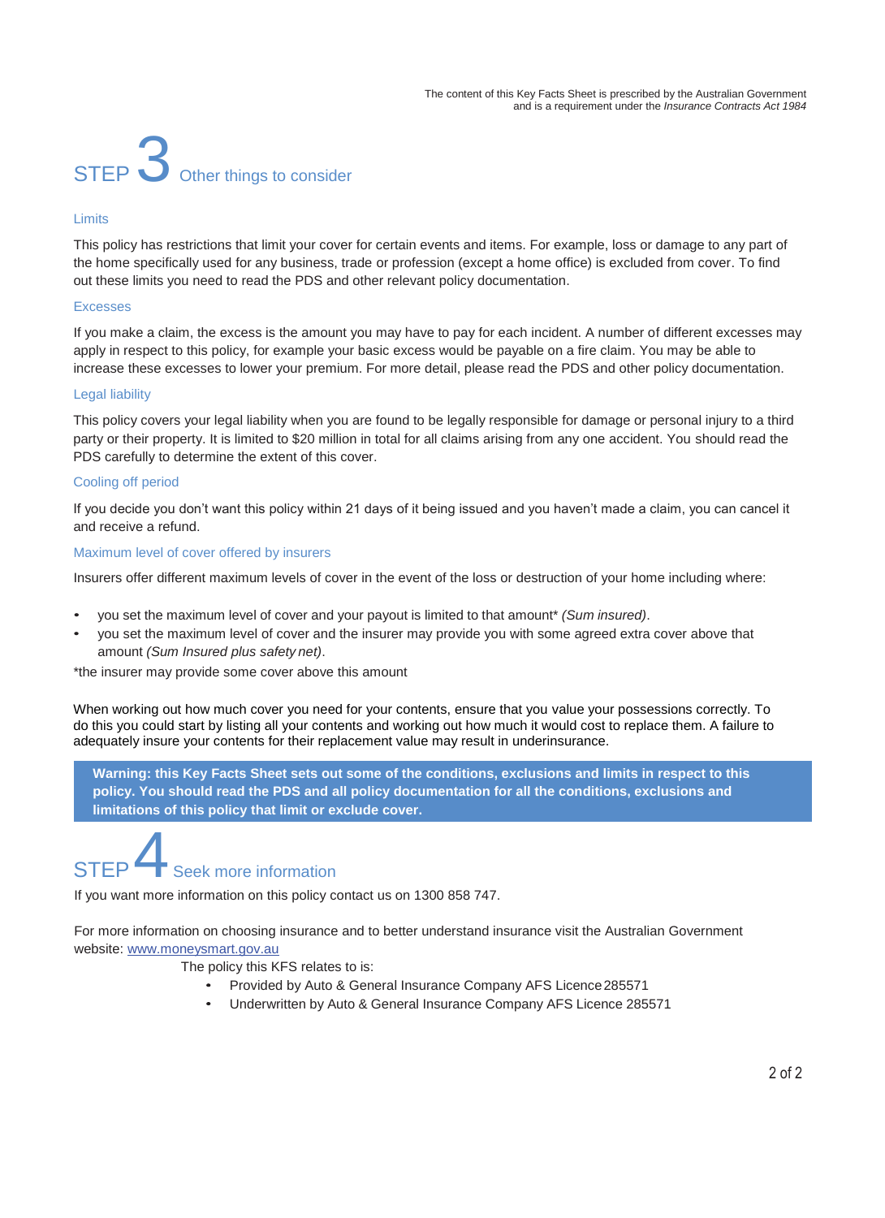The content of this Key Facts Sheet is prescribed by the Australian Government and is a requirement under the *Insurance Contracts Act 1984*

# STEP 3 Other things to consider

### Limits

This policy has restrictions that limit your cover for certain events and items. For example, loss or damage to any part of the home specifically used for any business, trade or profession (except a home office) is excluded from cover. To find out these limits you need to read the PDS and other relevant policy documentation.

### Excesses

If you make a claim, the excess is the amount you may have to pay for each incident. A number of different excesses may apply in respect to this policy, for example your basic excess would be payable on a fire claim. You may be able to increase these excesses to lower your premium. For more detail, please read the PDS and other policy documentation.

### Legal liability

This policy covers your legal liability when you are found to be legally responsible for damage or personal injury to a third party or their property. It is limited to $20 million in total for all claims arising from any one accident. You should read the PDS carefully to determine the extent of this cover.

### Cooling off period

If you decide you don't want this policy within 21 days of it being issued and you haven't made a claim, you can cancel it and receive a refund.

### Maximum level of cover offered by insurers

Insurers offer different maximum levels of cover in the event of the loss or destruction of your home including where:

- you set the maximum level of cover and your payout is limited to that amount* *(Sum insured)*.
- you set the maximum level of cover and the insurer may provide you with some agreed extra cover above that amount *(Sum Insured plus safety net)*.

*the insurer may provide some cover above this amount

When working out how much cover you need for your contents, ensure that you value your possessions correctly. To do this you could start by listing all your contents and working out how much it would cost to replace them. A failure to adequately insure your contents for their replacement value may result in underinsurance.

**Warning: this Key Facts Sheet sets out some of the conditions, exclusions and limits in respect to this policy. You should read the PDS and all policy documentation for all the conditions, exclusions and limitations of this policy that limit or exclude cover.**

# STEP 4 Seek more information

If you want more information on this policy contact us on 1300 858 747.

For more information on choosing insurance and to better understand insurance visit the Australian Government website: [www.moneysmart.gov.au](http://www.moneysmart.gov.au)

The policy this KFS relates to is:

- Provided by Auto & General Insurance Company AFS Licence 285571
- Underwritten by Auto & General Insurance Company AFS Licence 285571